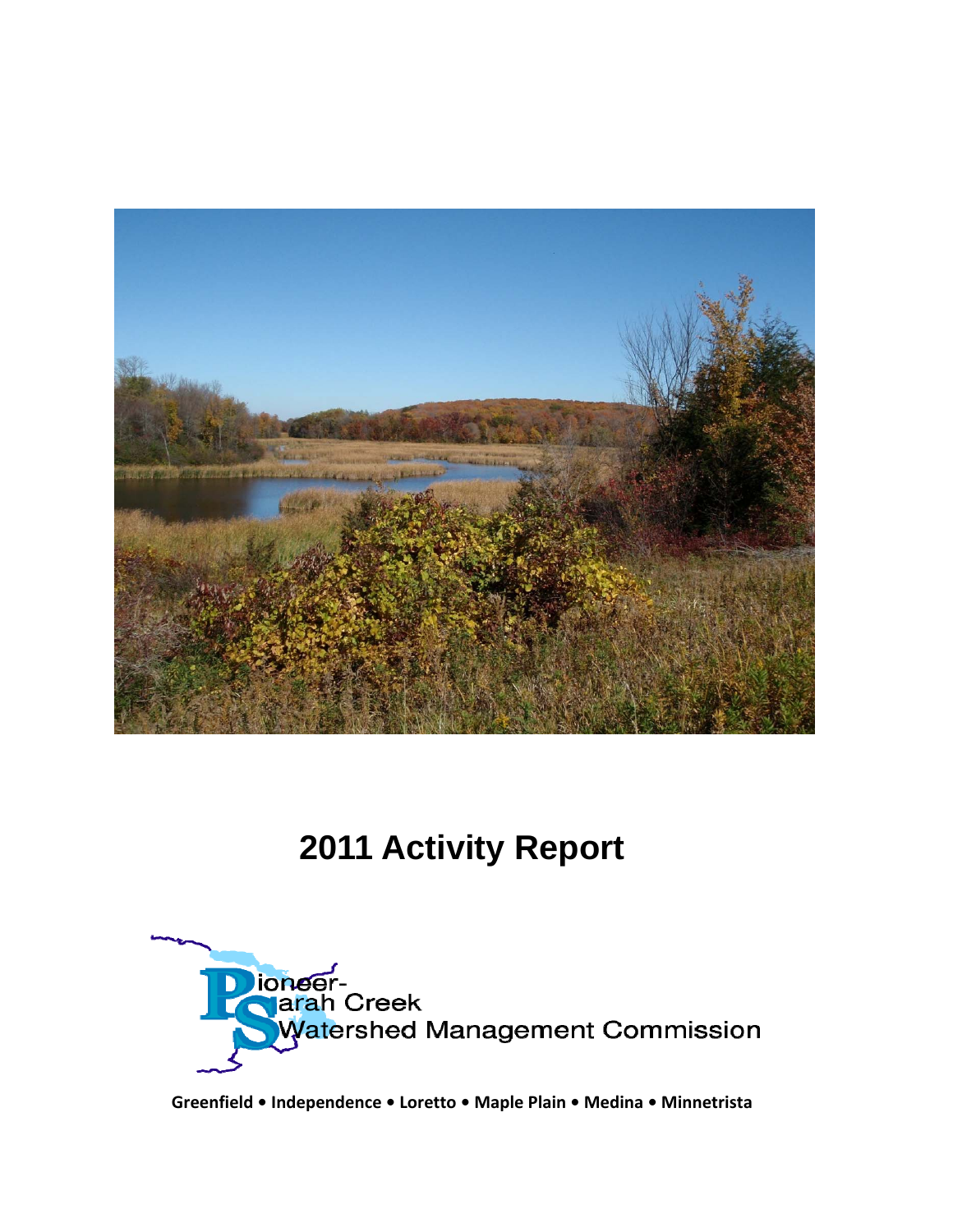# 2011 Activity Report

Pioneer-Sarah Creek Watershed Management Commission

**Greenfield • Independence • Loretto • Maple Plain • Medina • Minnetrista**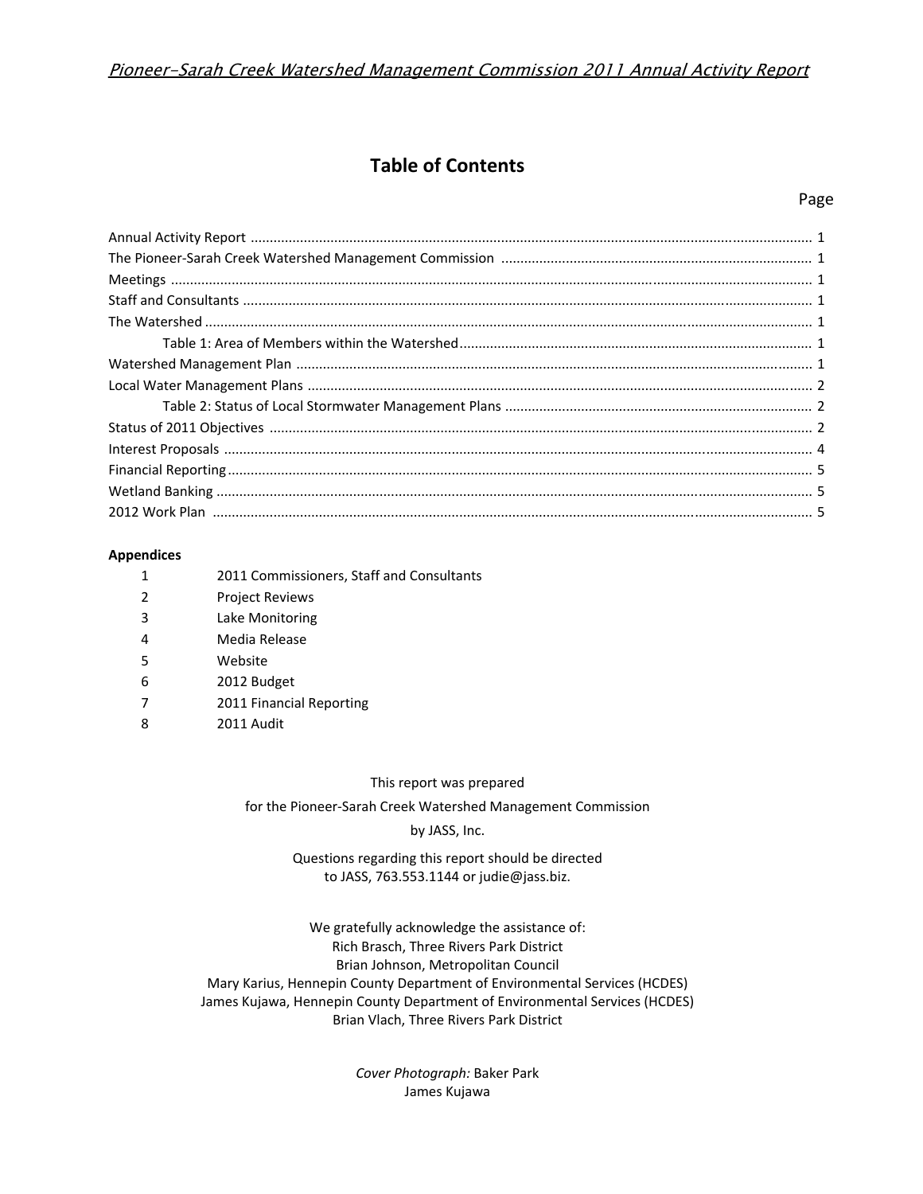# Table of Contents

| | Page |
|---|---|
| Annual Activity Report | 1 |
| The Pioneer-Sarah Creek Watershed Management Commission | 1 |
| Meetings | 1 |
| Staff and Consultants | 1 |
| The Watershed | 1 |
| Table 1: Area of Members within the Watershed | 1 |
| Watershed Management Plan | 1 |
| Local Water Management Plans | 2 |
| Table 2: Status of Local Stormwater Management Plans | 2 |
| Status of 2011 Objectives | 2 |
| Interest Proposals | 4 |
| Financial Reporting | 5 |
| Wetland Banking | 5 |
| 2012 Work Plan | 5 |

**Appendices**

| | |
|---|---|
| 1 | 2011 Commissioners, Staff and Consultants |
| 2 | Project Reviews |
| 3 | Lake Monitoring |
| 4 | Media Release |
| 5 | Website |
| 6 | 2012 Budget |
| 7 | 2011 Financial Reporting |
| 8 | 2011 Audit |

This report was prepared

for the Pioneer-Sarah Creek Watershed Management Commission

by JASS, Inc.

Questions regarding this report should be directed
to JASS, 763.553.1144 or judie@jass.biz.

We gratefully acknowledge the assistance of:
Rich Brasch, Three Rivers Park District
Brian Johnson, Metropolitan Council
Mary Karius, Hennepin County Department of Environmental Services (HCDES)
James Kujawa, Hennepin County Department of Environmental Services (HCDES)
Brian Vlach, Three Rivers Park District

*Cover Photograph:* Baker Park
James Kujawa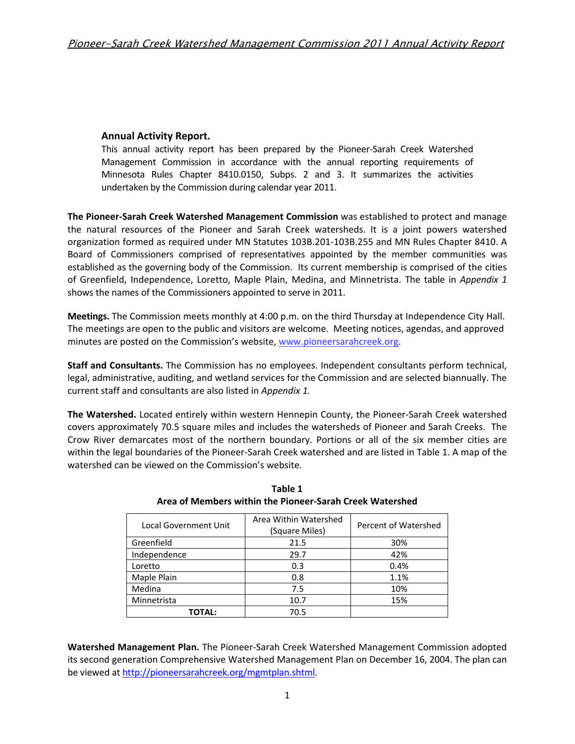### Annual Activity Report.

This annual activity report has been prepared by the Pioneer-Sarah Creek Watershed Management Commission in accordance with the annual reporting requirements of Minnesota Rules Chapter 8410.0150, Subps. 2 and 3. It summarizes the activities undertaken by the Commission during calendar year 2011.

**The Pioneer-Sarah Creek Watershed Management Commission** was established to protect and manage the natural resources of the Pioneer and Sarah Creek watersheds. It is a joint powers watershed organization formed as required under MN Statutes 103B.201-103B.255 and MN Rules Chapter 8410. A Board of Commissioners comprised of representatives appointed by the member communities was established as the governing body of the Commission. Its current membership is comprised of the cities of Greenfield, Independence, Loretto, Maple Plain, Medina, and Minnetrista. The table in *Appendix 1* shows the names of the Commissioners appointed to serve in 2011.

**Meetings.** The Commission meets monthly at 4:00 p.m. on the third Thursday at Independence City Hall. The meetings are open to the public and visitors are welcome. Meeting notices, agendas, and approved minutes are posted on the Commission's website, www.pioneersarahcreek.org.

**Staff and Consultants.** The Commission has no employees. Independent consultants perform technical, legal, administrative, auditing, and wetland services for the Commission and are selected biannually. The current staff and consultants are also listed in *Appendix 1.*

**The Watershed.** Located entirely within western Hennepin County, the Pioneer-Sarah Creek watershed covers approximately 70.5 square miles and includes the watersheds of Pioneer and Sarah Creeks. The Crow River demarcates most of the northern boundary. Portions or all of the six member cities are within the legal boundaries of the Pioneer-Sarah Creek watershed and are listed in Table 1. A map of the watershed can be viewed on the Commission's website.

**Table 1**
**Area of Members within the Pioneer-Sarah Creek Watershed**

| Local Government Unit | Area Within Watershed (Square Miles) | Percent of Watershed |
|---|---|---|
| Greenfield | 21.5 | 30% |
| Independence | 29.7 | 42% |
| Loretto | 0.3 | 0.4% |
| Maple Plain | 0.8 | 1.1% |
| Medina | 7.5 | 10% |
| Minnetrista | 10.7 | 15% |
| **TOTAL:** | 70.5 | |

**Watershed Management Plan.** The Pioneer-Sarah Creek Watershed Management Commission adopted its second generation Comprehensive Watershed Management Plan on December 16, 2004. The plan can be viewed at http://pioneersarahcreek.org/mgmtplan.shtml.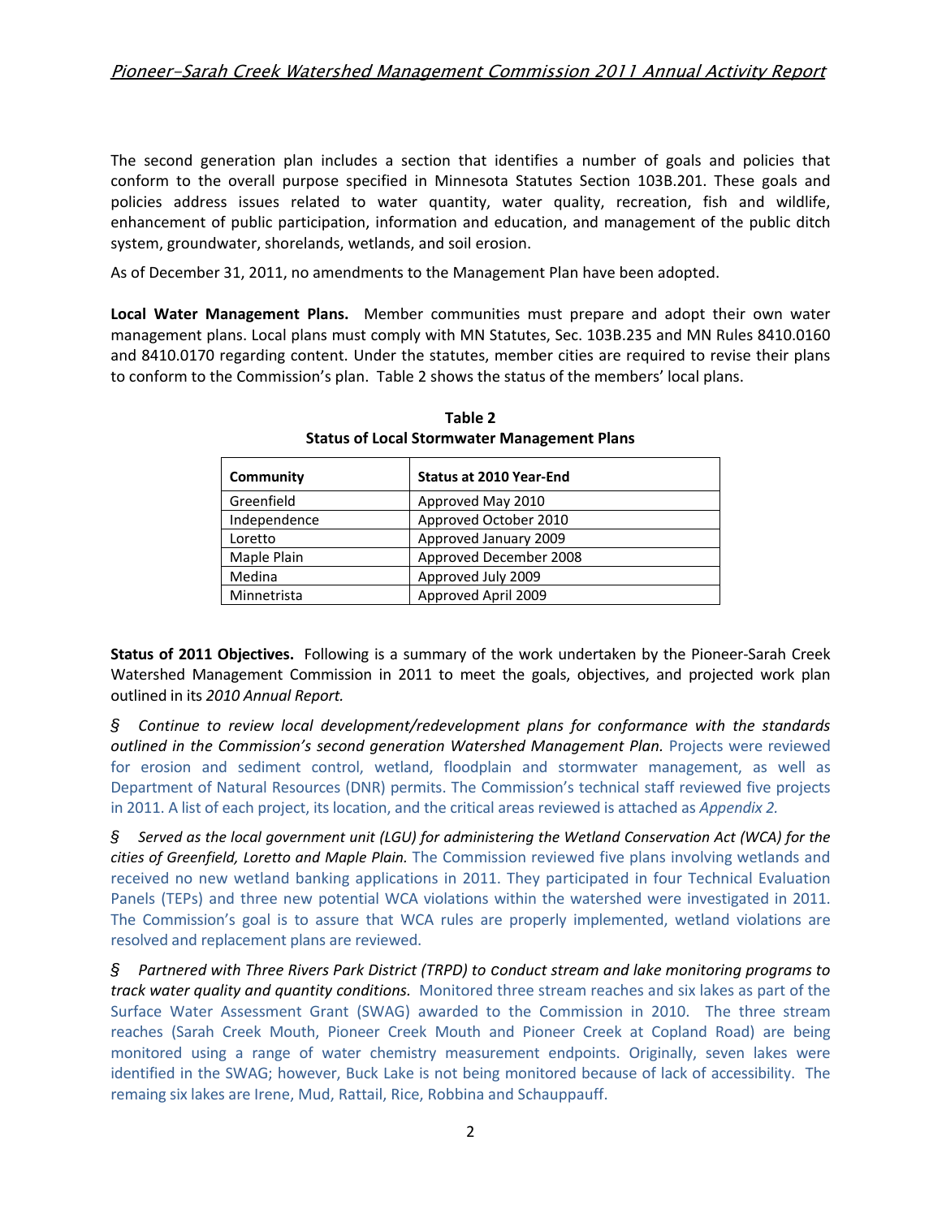The second generation plan includes a section that identifies a number of goals and policies that conform to the overall purpose specified in Minnesota Statutes Section 103B.201. These goals and policies address issues related to water quantity, water quality, recreation, fish and wildlife, enhancement of public participation, information and education, and management of the public ditch system, groundwater, shorelands, wetlands, and soil erosion.

As of December 31, 2011, no amendments to the Management Plan have been adopted.

**Local Water Management Plans.** Member communities must prepare and adopt their own water management plans. Local plans must comply with MN Statutes, Sec. 103B.235 and MN Rules 8410.0160 and 8410.0170 regarding content. Under the statutes, member cities are required to revise their plans to conform to the Commission's plan. Table 2 shows the status of the members' local plans.

**Table 2**
**Status of Local Stormwater Management Plans**

| Community | Status at 2010 Year-End |
|---|---|
| Greenfield | Approved May 2010 |
| Independence | Approved October 2010 |
| Loretto | Approved January 2009 |
| Maple Plain | Approved December 2008 |
| Medina | Approved July 2009 |
| Minnetrista | Approved April 2009 |

**Status of 2011 Objectives.** Following is a summary of the work undertaken by the Pioneer-Sarah Creek Watershed Management Commission in 2011 to meet the goals, objectives, and projected work plan outlined in its *2010 Annual Report.*

§ *Continue to review local development/redevelopment plans for conformance with the standards outlined in the Commission's second generation Watershed Management Plan.* Projects were reviewed for erosion and sediment control, wetland, floodplain and stormwater management, as well as Department of Natural Resources (DNR) permits. The Commission's technical staff reviewed five projects in 2011. A list of each project, its location, and the critical areas reviewed is attached as *Appendix 2.*

§ *Served as the local government unit (LGU) for administering the Wetland Conservation Act (WCA) for the cities of Greenfield, Loretto and Maple Plain.* The Commission reviewed five plans involving wetlands and received no new wetland banking applications in 2011. They participated in four Technical Evaluation Panels (TEPs) and three new potential WCA violations within the watershed were investigated in 2011. The Commission's goal is to assure that WCA rules are properly implemented, wetland violations are resolved and replacement plans are reviewed.

§ *Partnered with Three Rivers Park District (TRPD) to conduct stream and lake monitoring programs to track water quality and quantity conditions.* Monitored three stream reaches and six lakes as part of the Surface Water Assessment Grant (SWAG) awarded to the Commission in 2010. The three stream reaches (Sarah Creek Mouth, Pioneer Creek Mouth and Pioneer Creek at Copland Road) are being monitored using a range of water chemistry measurement endpoints. Originally, seven lakes were identified in the SWAG; however, Buck Lake is not being monitored because of lack of accessibility. The remaing six lakes are Irene, Mud, Rattail, Rice, Robbina and Schauppauff.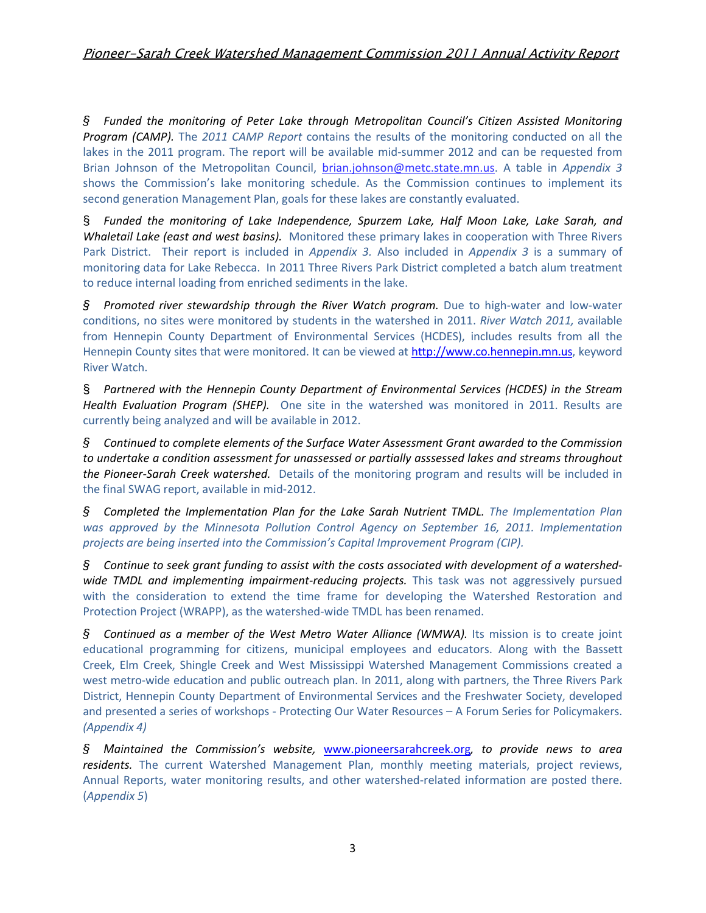§ *Funded the monitoring of Peter Lake through Metropolitan Council's Citizen Assisted Monitoring Program (CAMP).* The *2011 CAMP Report* contains the results of the monitoring conducted on all the lakes in the 2011 program. The report will be available mid-summer 2012 and can be requested from Brian Johnson of the Metropolitan Council, brian.johnson@metc.state.mn.us. A table in *Appendix 3* shows the Commission's lake monitoring schedule. As the Commission continues to implement its second generation Management Plan, goals for these lakes are constantly evaluated.

§ *Funded the monitoring of Lake Independence, Spurzem Lake, Half Moon Lake, Lake Sarah, and Whaletail Lake (east and west basins).* Monitored these primary lakes in cooperation with Three Rivers Park District. Their report is included in *Appendix 3.* Also included in *Appendix 3* is a summary of monitoring data for Lake Rebecca. In 2011 Three Rivers Park District completed a batch alum treatment to reduce internal loading from enriched sediments in the lake.

§ *Promoted river stewardship through the River Watch program.* Due to high-water and low-water conditions, no sites were monitored by students in the watershed in 2011. *River Watch 2011,* available from Hennepin County Department of Environmental Services (HCDES), includes results from all the Hennepin County sites that were monitored. It can be viewed at http://www.co.hennepin.mn.us, keyword River Watch.

§ *Partnered with the Hennepin County Department of Environmental Services (HCDES) in the Stream Health Evaluation Program (SHEP).* One site in the watershed was monitored in 2011. Results are currently being analyzed and will be available in 2012.

§ *Continued to complete elements of the Surface Water Assessment Grant awarded to the Commission to undertake a condition assessment for unassessed or partially asssessed lakes and streams throughout the Pioneer-Sarah Creek watershed.* Details of the monitoring program and results will be included in the final SWAG report, available in mid-2012.

§ *Completed the Implementation Plan for the Lake Sarah Nutrient TMDL. The Implementation Plan was approved by the Minnesota Pollution Control Agency on September 16, 2011. Implementation projects are being inserted into the Commission's Capital Improvement Program (CIP).*

§ *Continue to seek grant funding to assist with the costs associated with development of a watershed-wide TMDL and implementing impairment-reducing projects.* This task was not aggressively pursued with the consideration to extend the time frame for developing the Watershed Restoration and Protection Project (WRAPP), as the watershed-wide TMDL has been renamed.

§ *Continued as a member of the West Metro Water Alliance (WMWA).* Its mission is to create joint educational programming for citizens, municipal employees and educators. Along with the Bassett Creek, Elm Creek, Shingle Creek and West Mississippi Watershed Management Commissions created a west metro-wide education and public outreach plan. In 2011, along with partners, the Three Rivers Park District, Hennepin County Department of Environmental Services and the Freshwater Society, developed and presented a series of workshops - Protecting Our Water Resources – A Forum Series for Policymakers. *(Appendix 4)*

§ *Maintained the Commission's website,* www.pioneersarahcreek.org*, to provide news to area residents.* The current Watershed Management Plan, monthly meeting materials, project reviews, Annual Reports, water monitoring results, and other watershed-related information are posted there. (*Appendix 5*)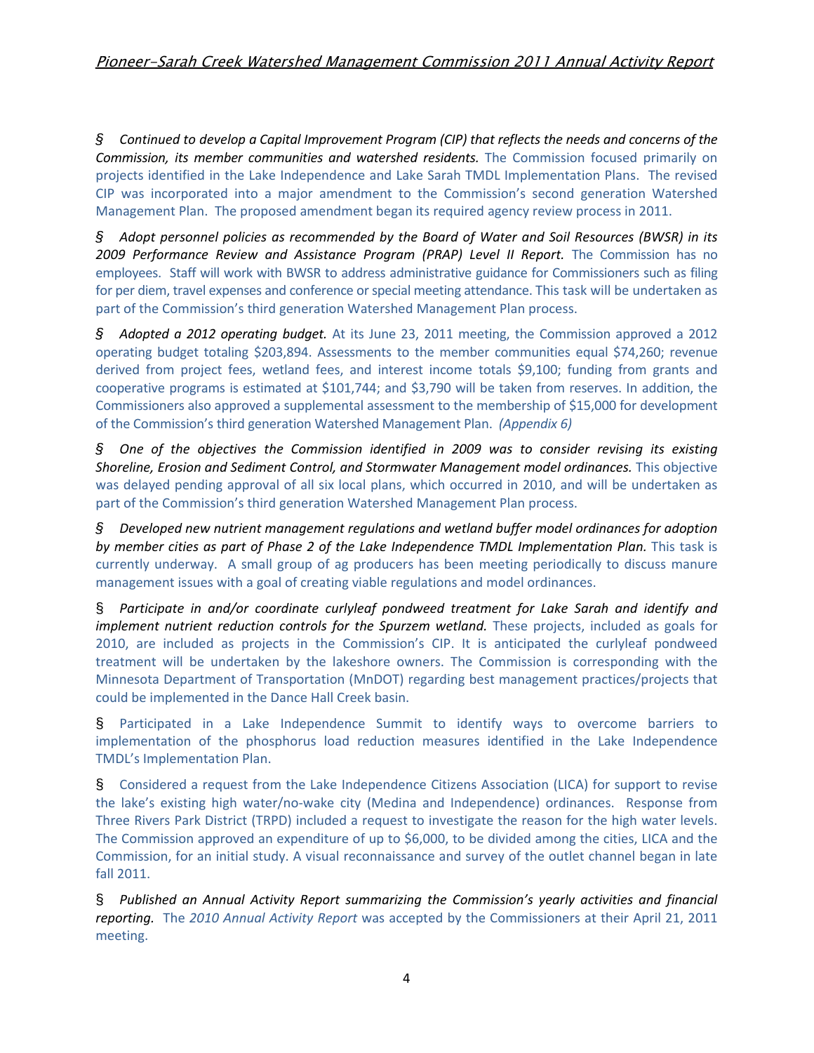§ *Continued to develop a Capital Improvement Program (CIP) that reflects the needs and concerns of the Commission, its member communities and watershed residents.* The Commission focused primarily on projects identified in the Lake Independence and Lake Sarah TMDL Implementation Plans. The revised CIP was incorporated into a major amendment to the Commission's second generation Watershed Management Plan. The proposed amendment began its required agency review process in 2011.

§ *Adopt personnel policies as recommended by the Board of Water and Soil Resources (BWSR) in its 2009 Performance Review and Assistance Program (PRAP) Level II Report.* The Commission has no employees. Staff will work with BWSR to address administrative guidance for Commissioners such as filing for per diem, travel expenses and conference or special meeting attendance. This task will be undertaken as part of the Commission's third generation Watershed Management Plan process.

§ *Adopted a 2012 operating budget.* At its June 23, 2011 meeting, the Commission approved a 2012 operating budget totaling $203,894. Assessments to the member communities equal $74,260; revenue derived from project fees, wetland fees, and interest income totals $9,100; funding from grants and cooperative programs is estimated at $101,744; and $3,790 will be taken from reserves. In addition, the Commissioners also approved a supplemental assessment to the membership of $15,000 for development of the Commission's third generation Watershed Management Plan. *(Appendix 6)*

§ *One of the objectives the Commission identified in 2009 was to consider revising its existing Shoreline, Erosion and Sediment Control, and Stormwater Management model ordinances.* This objective was delayed pending approval of all six local plans, which occurred in 2010, and will be undertaken as part of the Commission's third generation Watershed Management Plan process.

§ *Developed new nutrient management regulations and wetland buffer model ordinances for adoption by member cities as part of Phase 2 of the Lake Independence TMDL Implementation Plan.* This task is currently underway. A small group of ag producers has been meeting periodically to discuss manure management issues with a goal of creating viable regulations and model ordinances.

§ *Participate in and/or coordinate curlyleaf pondweed treatment for Lake Sarah and identify and implement nutrient reduction controls for the Spurzem wetland.* These projects, included as goals for 2010, are included as projects in the Commission's CIP. It is anticipated the curlyleaf pondweed treatment will be undertaken by the lakeshore owners. The Commission is corresponding with the Minnesota Department of Transportation (MnDOT) regarding best management practices/projects that could be implemented in the Dance Hall Creek basin.

§ Participated in a Lake Independence Summit to identify ways to overcome barriers to implementation of the phosphorus load reduction measures identified in the Lake Independence TMDL's Implementation Plan.

§ Considered a request from the Lake Independence Citizens Association (LICA) for support to revise the lake's existing high water/no-wake city (Medina and Independence) ordinances. Response from Three Rivers Park District (TRPD) included a request to investigate the reason for the high water levels. The Commission approved an expenditure of up to $6,000, to be divided among the cities, LICA and the Commission, for an initial study. A visual reconnaissance and survey of the outlet channel began in late fall 2011.

§ *Published an Annual Activity Report summarizing the Commission's yearly activities and financial reporting.* The *2010 Annual Activity Report* was accepted by the Commissioners at their April 21, 2011 meeting.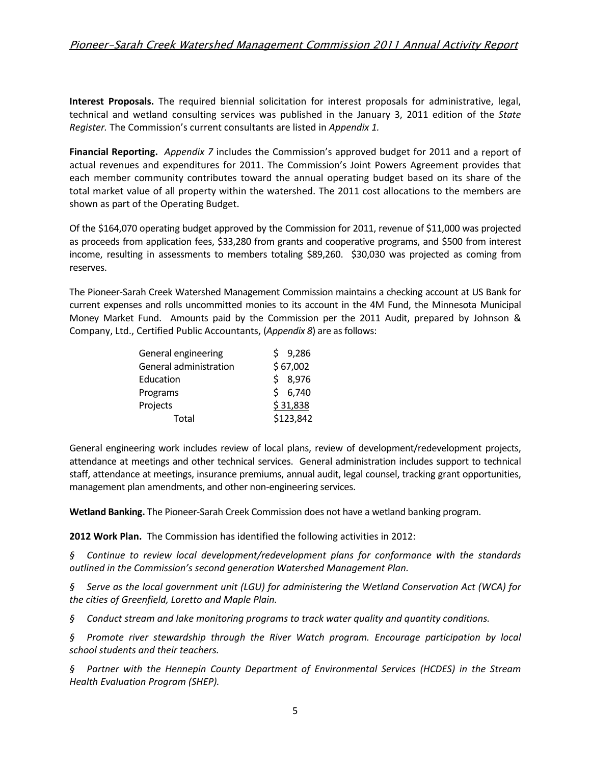**Interest Proposals.** The required biennial solicitation for interest proposals for administrative, legal, technical and wetland consulting services was published in the January 3, 2011 edition of the *State Register.* The Commission's current consultants are listed in *Appendix 1.*

**Financial Reporting.** *Appendix 7* includes the Commission's approved budget for 2011 and a report of actual revenues and expenditures for 2011. The Commission's Joint Powers Agreement provides that each member community contributes toward the annual operating budget based on its share of the total market value of all property within the watershed. The 2011 cost allocations to the members are shown as part of the Operating Budget.

Of the $164,070 operating budget approved by the Commission for 2011, revenue of $11,000 was projected as proceeds from application fees, $33,280 from grants and cooperative programs, and $500 from interest income, resulting in assessments to members totaling $89,260. $30,030 was projected as coming from reserves.

The Pioneer-Sarah Creek Watershed Management Commission maintains a checking account at US Bank for current expenses and rolls uncommitted monies to its account in the 4M Fund, the Minnesota Municipal Money Market Fund. Amounts paid by the Commission per the 2011 Audit, prepared by Johnson & Company, Ltd., Certified Public Accountants, (*Appendix 8*) are as follows:

| | |
|---|---|
| General engineering | $ 9,286 |
| General administration | $ 67,002 |
| Education | $ 8,976 |
| Programs | $ 6,740 |
| Projects | $ 31,838 |
| Total | $123,842 |

General engineering work includes review of local plans, review of development/redevelopment projects, attendance at meetings and other technical services. General administration includes support to technical staff, attendance at meetings, insurance premiums, annual audit, legal counsel, tracking grant opportunities, management plan amendments, and other non-engineering services.

**Wetland Banking.** The Pioneer-Sarah Creek Commission does not have a wetland banking program.

**2012 Work Plan.** The Commission has identified the following activities in 2012:

§ *Continue to review local development/redevelopment plans for conformance with the standards outlined in the Commission's second generation Watershed Management Plan.*

§ *Serve as the local government unit (LGU) for administering the Wetland Conservation Act (WCA) for the cities of Greenfield, Loretto and Maple Plain.*

§ *Conduct stream and lake monitoring programs to track water quality and quantity conditions.*

§ *Promote river stewardship through the River Watch program. Encourage participation by local school students and their teachers.*

§ *Partner with the Hennepin County Department of Environmental Services (HCDES) in the Stream Health Evaluation Program (SHEP).*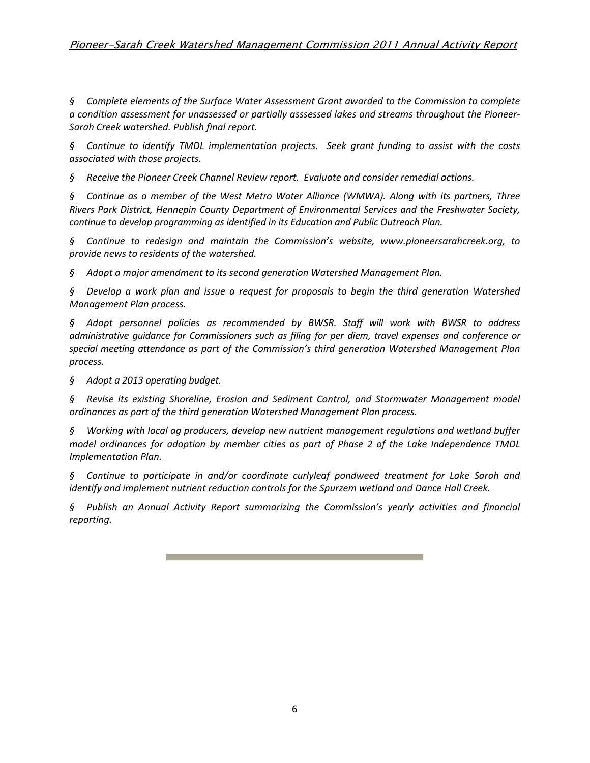*§ Complete elements of the Surface Water Assessment Grant awarded to the Commission to complete a condition assessment for unassessed or partially asssessed lakes and streams throughout the Pioneer-Sarah Creek watershed. Publish final report.*

*§ Continue to identify TMDL implementation projects. Seek grant funding to assist with the costs associated with those projects.*

*§ Receive the Pioneer Creek Channel Review report. Evaluate and consider remedial actions.*

*§ Continue as a member of the West Metro Water Alliance (WMWA). Along with its partners, Three Rivers Park District, Hennepin County Department of Environmental Services and the Freshwater Society, continue to develop programming as identified in its Education and Public Outreach Plan.*

*§ Continue to redesign and maintain the Commission's website, www.pioneersarahcreek.org, to provide news to residents of the watershed.*

*§ Adopt a major amendment to its second generation Watershed Management Plan.*

*§ Develop a work plan and issue a request for proposals to begin the third generation Watershed Management Plan process.*

*§ Adopt personnel policies as recommended by BWSR. Staff will work with BWSR to address administrative guidance for Commissioners such as filing for per diem, travel expenses and conference or special meeting attendance as part of the Commission's third generation Watershed Management Plan process.*

*§ Adopt a 2013 operating budget.*

*§ Revise its existing Shoreline, Erosion and Sediment Control, and Stormwater Management model ordinances as part of the third generation Watershed Management Plan process.*

*§ Working with local ag producers, develop new nutrient management regulations and wetland buffer model ordinances for adoption by member cities as part of Phase 2 of the Lake Independence TMDL Implementation Plan.*

*§ Continue to participate in and/or coordinate curlyleaf pondweed treatment for Lake Sarah and identify and implement nutrient reduction controls for the Spurzem wetland and Dance Hall Creek.*

*§ Publish an Annual Activity Report summarizing the Commission's yearly activities and financial reporting.*